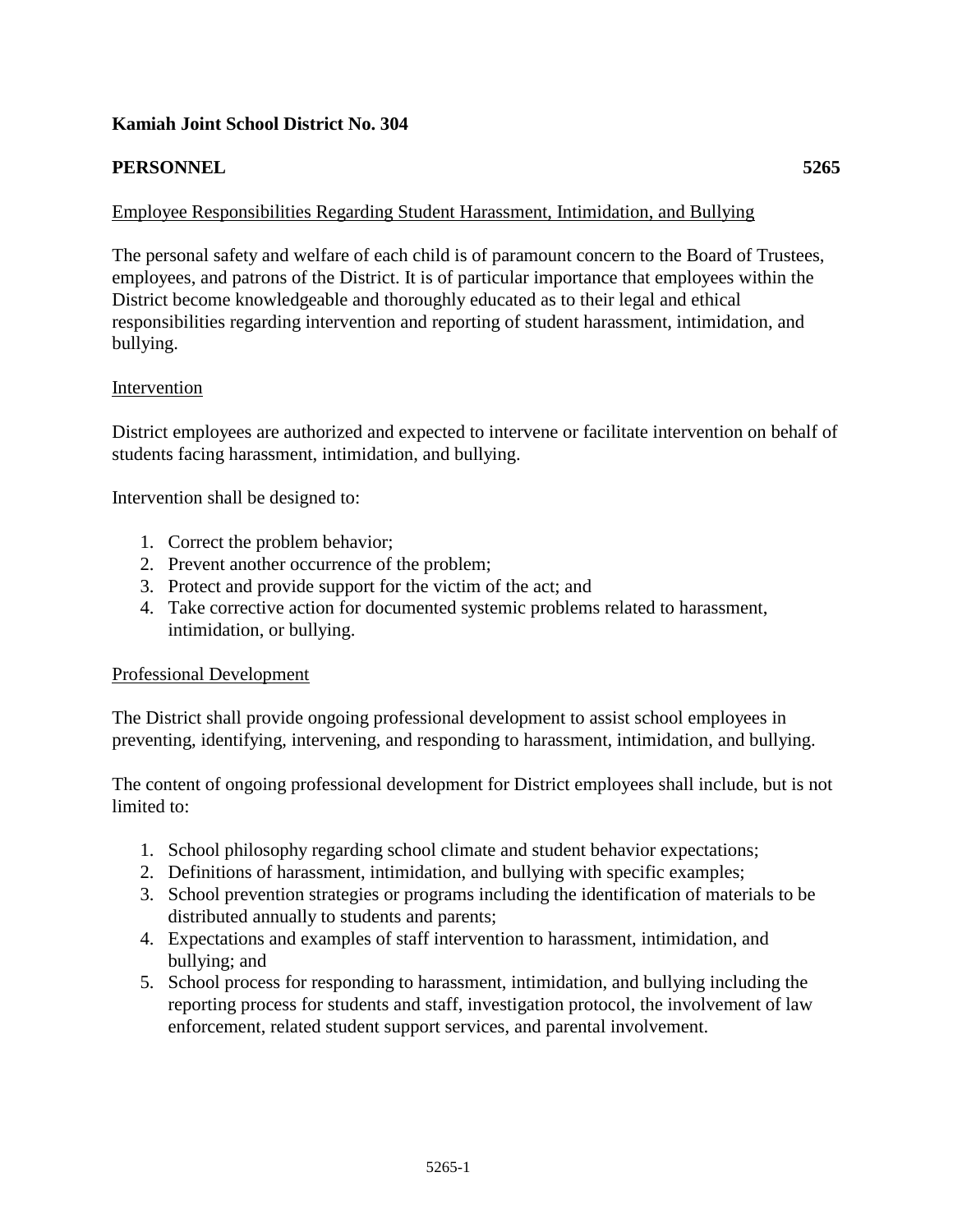**Kamiah Joint School District No. 304**

**PERSONNEL 5265**

Employee Responsibilities Regarding Student Harassment, Intimidation, and Bullying

The personal safety and welfare of each child is of paramount concern to the Board of Trustees, employees, and patrons of the District. It is of particular importance that employees within the District become knowledgeable and thoroughly educated as to their legal and ethical responsibilities regarding intervention and reporting of student harassment, intimidation, and bullying.

Intervention

District employees are authorized and expected to intervene or facilitate intervention on behalf of students facing harassment, intimidation, and bullying.

Intervention shall be designed to:

1. Correct the problem behavior;
2. Prevent another occurrence of the problem;
3. Protect and provide support for the victim of the act; and
4. Take corrective action for documented systemic problems related to harassment, intimidation, or bullying.

Professional Development

The District shall provide ongoing professional development to assist school employees in preventing, identifying, intervening, and responding to harassment, intimidation, and bullying.

The content of ongoing professional development for District employees shall include, but is not limited to:

1. School philosophy regarding school climate and student behavior expectations;
2. Definitions of harassment, intimidation, and bullying with specific examples;
3. School prevention strategies or programs including the identification of materials to be distributed annually to students and parents;
4. Expectations and examples of staff intervention to harassment, intimidation, and bullying; and
5. School process for responding to harassment, intimidation, and bullying including the reporting process for students and staff, investigation protocol, the involvement of law enforcement, related student support services, and parental involvement.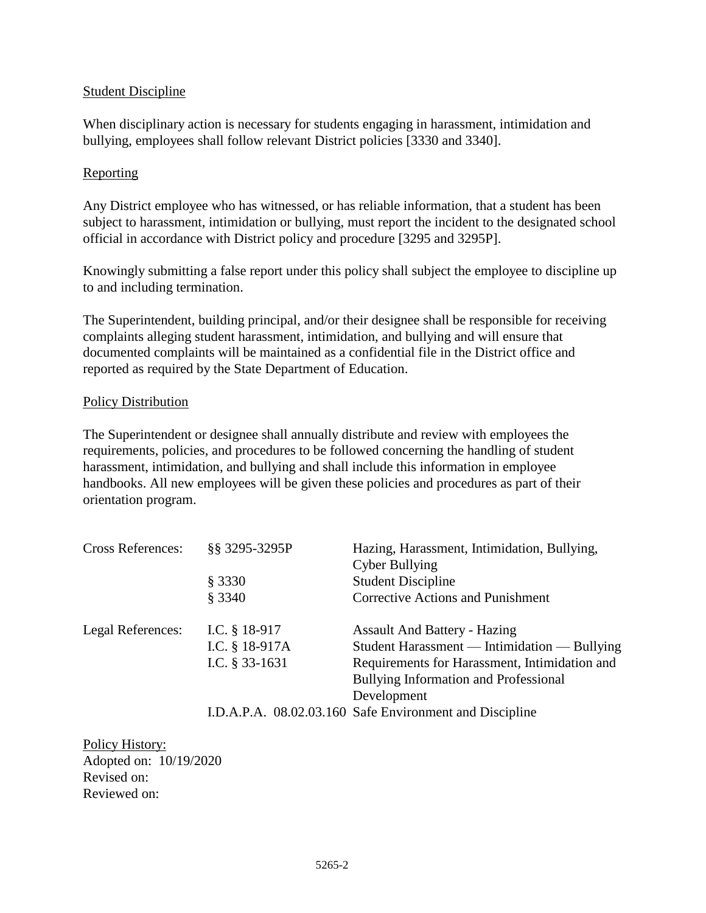Student Discipline

When disciplinary action is necessary for students engaging in harassment, intimidation and bullying, employees shall follow relevant District policies [3330 and 3340].

Reporting

Any District employee who has witnessed, or has reliable information, that a student has been subject to harassment, intimidation or bullying, must report the incident to the designated school official in accordance with District policy and procedure [3295 and 3295P].

Knowingly submitting a false report under this policy shall subject the employee to discipline up to and including termination.

The Superintendent, building principal, and/or their designee shall be responsible for receiving complaints alleging student harassment, intimidation, and bullying and will ensure that documented complaints will be maintained as a confidential file in the District office and reported as required by the State Department of Education.

Policy Distribution

The Superintendent or designee shall annually distribute and review with employees the requirements, policies, and procedures to be followed concerning the handling of student harassment, intimidation, and bullying and shall include this information in employee handbooks. All new employees will be given these policies and procedures as part of their orientation program.

| | | |
|---|---|---|
| Cross References: | §§ 3295-3295P | Hazing, Harassment, Intimidation, Bullying, Cyber Bullying |
| | § 3330 | Student Discipline |
| | § 3340 | Corrective Actions and Punishment |
| Legal References: | I.C. § 18-917 | Assault And Battery - Hazing |
| | I.C. § 18-917A | Student Harassment — Intimidation — Bullying |
| | I.C. § 33-1631 | Requirements for Harassment, Intimidation and Bullying Information and Professional Development |
| | I.D.A.P.A. 08.02.03.160 | Safe Environment and Discipline |

Policy History:
Adopted on: 10/19/2020
Revised on:
Reviewed on: